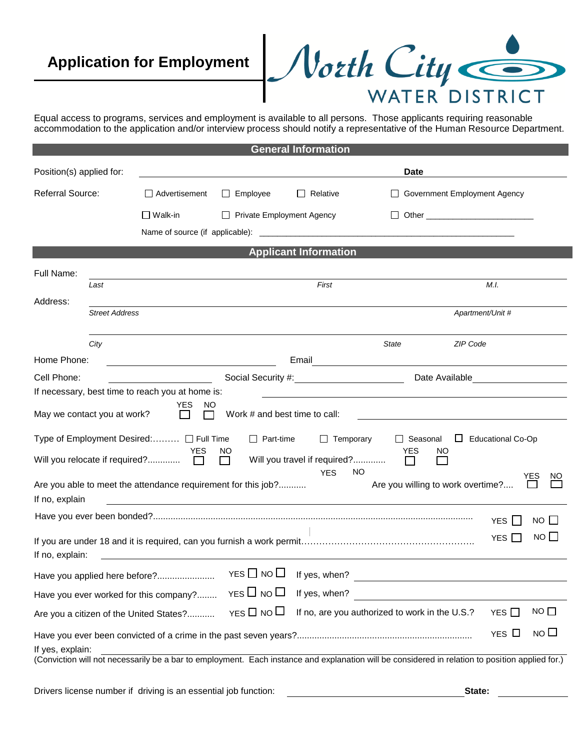# Application for Employment

**North City WATER DISTRICT**

Equal access to programs, services and employment is available to all persons. Those applicants requiring reasonable accommodation to the application and/or interview process should notify a representative of the Human Resource Department.

## General Information

Position(s) applied for: ______________________________ **Date** ______________

Referral Source: ☐ Advertisement ☐ Employee ☐ Relative ☐ Government Employment Agency

☐ Walk-in ☐ Private Employment Agency ☐ Other ______________________

Name of source (if applicable): ______________________________

## Applicant Information

Full Name: ______________________________
*Last* *First* *M.I.*

Address: ______________________________
*Street Address* *Apartment/Unit #*

______________________________
*City* *State* *ZIP Code*

Home Phone: ______________ Email ______________

Cell Phone: ______________ Social Security #: ______________ Date Available ______________

If necessary, best time to reach you at home is: ______________

May we contact you at work? YES ☐ NO ☐ Work # and best time to call: ______________

Type of Employment Desired:………. ☐ Full Time ☐ Part-time ☐ Temporary ☐ Seasonal ☐ Educational Co-Op

Will you relocate if required?............ YES ☐ NO ☐ Will you travel if required?............ YES ☐ NO ☐

Are you able to meet the attendance requirement for this job?........... YES NO Are you willing to work overtime?.... YES ☐ NO ☐

If no, explain ______________________________

Have you ever been bonded?.............................................................................................................................. YES ☐ NO ☐

If you are under 18 and it is required, can you furnish a work permit……………………………………………… YES ☐ NO ☐

If no, explain: ______________________________

Have you applied here before?....................... YES ☐ NO ☐ If yes, when? ______________

Have you ever worked for this company?........ YES ☐ NO ☐ If yes, when? ______________

Are you a citizen of the United States?........... YES ☐ NO ☐ If no, are you authorized to work in the U.S.? YES ☐ NO ☐

Have you ever been convicted of a crime in the past seven years?..................................................................... YES ☐ NO ☐

If yes, explain: ______________________________
(Conviction will not necessarily be a bar to employment. Each instance and explanation will be considered in relation to position applied for.)

Drivers license number if driving is an essential job function: ______________ **State:** ______________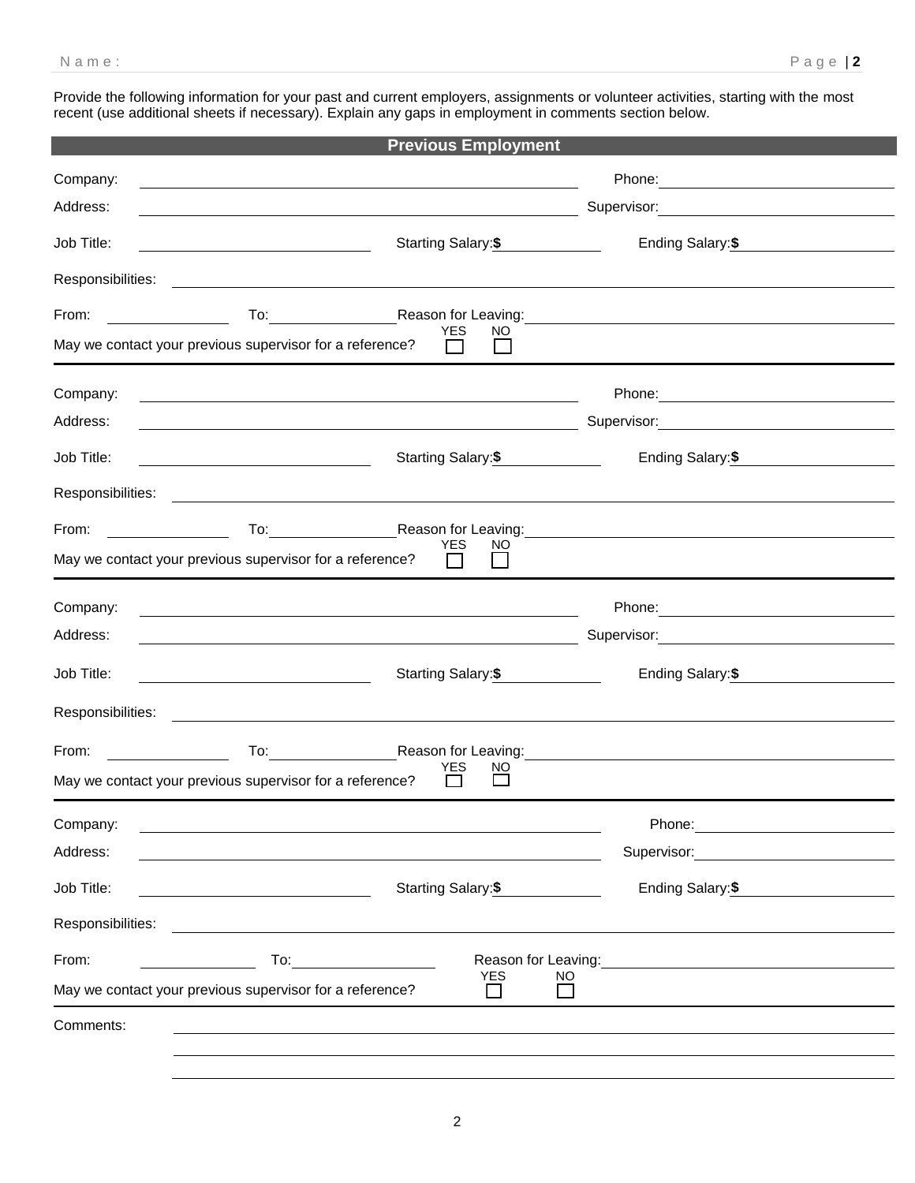Provide the following information for your past and current employers, assignments or volunteer activities, starting with the most recent (use additional sheets if necessary). Explain any gaps in employment in comments section below.

## Previous Employment

Company: ______________________________ Phone: ______________________________

Address: ______________________________ Supervisor: ______________________________

Job Title: ______________________________ Starting Salary: $ ______________ Ending Salary: $ ______________

Responsibilities: ______________________________

From: ______________ To: ______________ Reason for Leaving: ______________________________

May we contact your previous supervisor for a reference? YES ☐ NO ☐

---

Company: ______________________________ Phone: ______________________________

Address: ______________________________ Supervisor: ______________________________

Job Title: ______________________________ Starting Salary: $ ______________ Ending Salary: $ ______________

Responsibilities: ______________________________

From: ______________ To: ______________ Reason for Leaving: ______________________________

May we contact your previous supervisor for a reference? YES ☐ NO ☐

---

Company: ______________________________ Phone: ______________________________

Address: ______________________________ Supervisor: ______________________________

Job Title: ______________________________ Starting Salary: $ ______________ Ending Salary: $ ______________

Responsibilities: ______________________________

From: ______________ To: ______________ Reason for Leaving: ______________________________

May we contact your previous supervisor for a reference? YES ☐ NO ☐

---

Company: ______________________________ Phone: ______________________________

Address: ______________________________ Supervisor: ______________________________

Job Title: ______________________________ Starting Salary: $ ______________ Ending Salary: $ ______________

Responsibilities: ______________________________

From: ______________ To: ______________ Reason for Leaving: ______________________________

May we contact your previous supervisor for a reference? YES ☐ NO ☐

---

Comments: ______________________________

______________________________

______________________________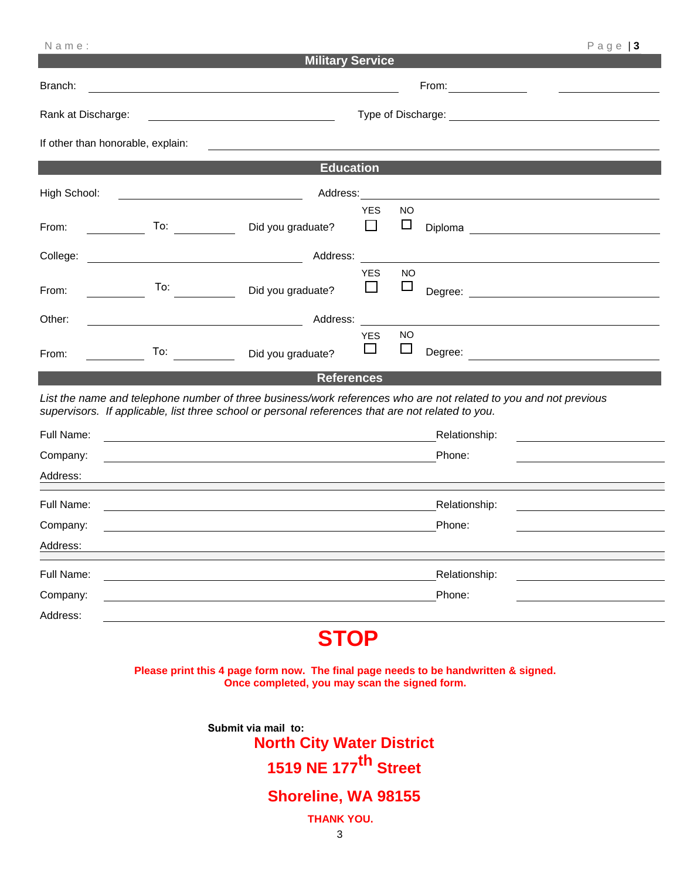Name:

## Military Service

Branch: ____________________ From: __________ __________

Rank at Discharge: ____________________ Type of Discharge: ____________________

If other than honorable, explain: ____________________

## Education

High School: ____________________ Address: ____________________

From: __________ To: __________ Did you graduate? YES ☐ NO ☐ Diploma ____________________

College: ____________________ Address: ____________________

From: __________ To: __________ Did you graduate? YES ☐ NO ☐ Degree: ____________________

Other: ____________________ Address: ____________________

From: __________ To: __________ Did you graduate? YES ☐ NO ☐ Degree: ____________________

## References

*List the name and telephone number of three business/work references who are not related to you and not previous supervisors. If applicable, list three school or personal references that are not related to you.*

Full Name: ____________________ Relationship: __________

Company: ____________________ Phone: __________

Address: ____________________

Full Name: ____________________ Relationship: __________

Company: ____________________ Phone: __________

Address: ____________________

Full Name: ____________________ Relationship: __________

Company: ____________________ Phone: __________

Address: ____________________

# STOP

**Please print this 4 page form now. The final page needs to be handwritten & signed. Once completed, you may scan the signed form.**

**Submit via mail to:**

**North City Water District**

**1519 NE 177th Street**

**Shoreline, WA 98155**

**THANK YOU.**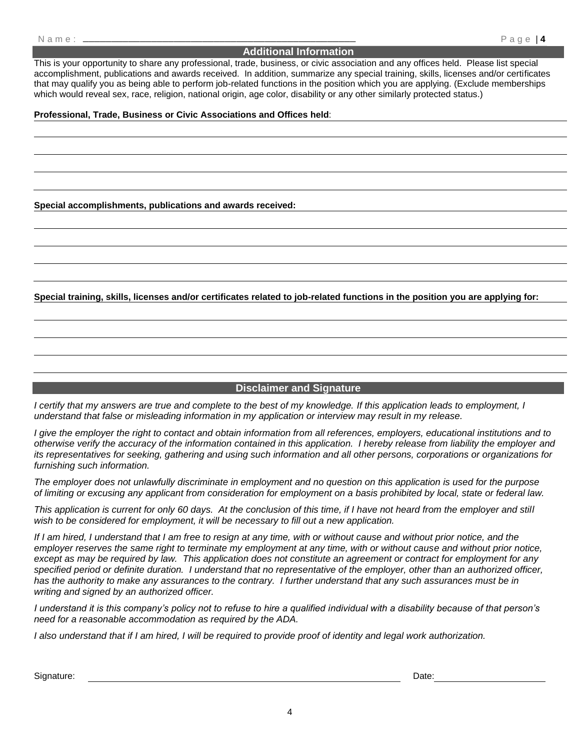Name: ______________________________

## Additional Information

This is your opportunity to share any professional, trade, business, or civic association and any offices held. Please list special accomplishment, publications and awards received. In addition, summarize any special training, skills, licenses and/or certificates that may qualify you as being able to perform job-related functions in the position which you are applying. (Exclude memberships which would reveal sex, race, religion, national origin, age color, disability or any other similarly protected status.)

**Professional, Trade, Business or Civic Associations and Offices held**: ______________________________

______________________________

______________________________

______________________________

______________________________

**Special accomplishments, publications and awards received:** ______________________________

______________________________

______________________________

______________________________

______________________________

**Special training, skills, licenses and/or certificates related to job-related functions in the position you are applying for:** ______________________________

______________________________

______________________________

______________________________

______________________________

## Disclaimer and Signature

*I certify that my answers are true and complete to the best of my knowledge. If this application leads to employment, I understand that false or misleading information in my application or interview may result in my release.*

*I give the employer the right to contact and obtain information from all references, employers, educational institutions and to otherwise verify the accuracy of the information contained in this application. I hereby release from liability the employer and its representatives for seeking, gathering and using such information and all other persons, corporations or organizations for furnishing such information.*

*The employer does not unlawfully discriminate in employment and no question on this application is used for the purpose of limiting or excusing any applicant from consideration for employment on a basis prohibited by local, state or federal law.*

*This application is current for only 60 days. At the conclusion of this time, if I have not heard from the employer and still wish to be considered for employment, it will be necessary to fill out a new application.*

*If I am hired, I understand that I am free to resign at any time, with or without cause and without prior notice, and the employer reserves the same right to terminate my employment at any time, with or without cause and without prior notice, except as may be required by law. This application does not constitute an agreement or contract for employment for any specified period or definite duration. I understand that no representative of the employer, other than an authorized officer, has the authority to make any assurances to the contrary. I further understand that any such assurances must be in writing and signed by an authorized officer.*

*I understand it is this company's policy not to refuse to hire a qualified individual with a disability because of that person's need for a reasonable accommodation as required by the ADA.*

*I also understand that if I am hired, I will be required to provide proof of identity and legal work authorization.*

Signature: ______________________________ Date: ______________